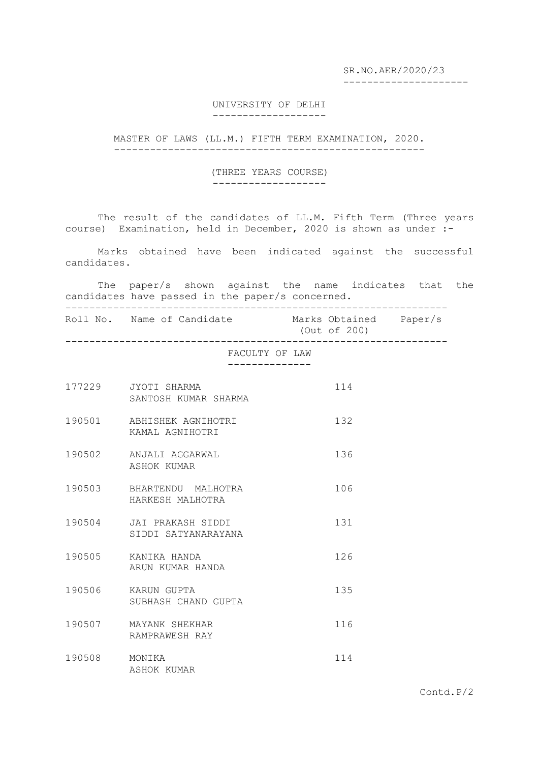SR.NO.AER/2020/23

# UNIVERSITY OF DELHI

## MASTER OF LAWS (LL.M.) FIFTH TERM EXAMINATION, 2020.

### (THREE YEARS COURSE)

The result of the candidates of LL.M. Fifth Term (Three years course) Examination, held in December, 2020 is shown as under :-

Marks obtained have been indicated against the successful candidates.

The paper/s shown against the name indicates that the candidates have passed in the paper/s concerned.

| Roll No. | Name of Candidate | Marks Obtained (Out of 200) | Paper/s |
|---|---|---|---|
| | **FACULTY OF LAW** | | |
| 177229 | JYOTI SHARMA<br>SANTOSH KUMAR SHARMA | 114 | |
| 190501 | ABHISHEK AGNIHOTRI<br>KAMAL AGNIHOTRI | 132 | |
| 190502 | ANJALI AGGARWAL<br>ASHOK KUMAR | 136 | |
| 190503 | BHARTENDU MALHOTRA<br>HARKESH MALHOTRA | 106 | |
| 190504 | JAI PRAKASH SIDDI<br>SIDDI SATYANARAYANA | 131 | |
| 190505 | KANIKA HANDA<br>ARUN KUMAR HANDA | 126 | |
| 190506 | KARUN GUPTA<br>SUBHASH CHAND GUPTA | 135 | |
| 190507 | MAYANK SHEKHAR<br>RAMPRAWESH RAY | 116 | |
| 190508 | MONIKA<br>ASHOK KUMAR | 114 | |

Contd.P/2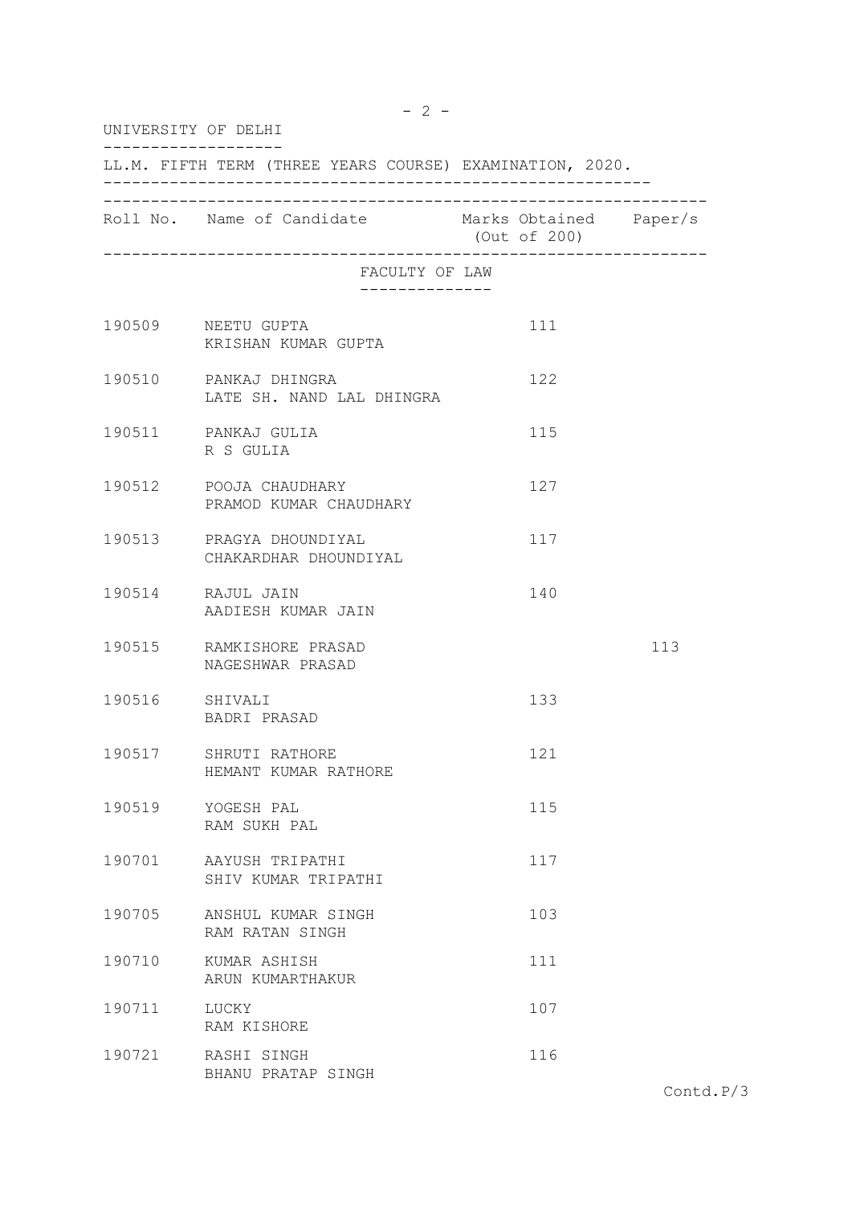UNIVERSITY OF DELHI

LL.M. FIFTH TERM (THREE YEARS COURSE) EXAMINATION, 2020.

| Roll No. | Name of Candidate | Marks Obtained (Out of 200) | Paper/s |
|---|---|---|---|
| | **FACULTY OF LAW** | | |
| 190509 | NEETU GUPTA<br>KRISHAN KUMAR GUPTA | 111 | |
| 190510 | PANKAJ DHINGRA<br>LATE SH. NAND LAL DHINGRA | 122 | |
| 190511 | PANKAJ GULIA<br>R S GULIA | 115 | |
| 190512 | POOJA CHAUDHARY<br>PRAMOD KUMAR CHAUDHARY | 127 | |
| 190513 | PRAGYA DHOUNDIYAL<br>CHAKARDHAR DHOUNDIYAL | 117 | |
| 190514 | RAJUL JAIN<br>AADIESH KUMAR JAIN | 140 | |
| 190515 | RAMKISHORE PRASAD<br>NAGESHWAR PRASAD | | 113 |
| 190516 | SHIVALI<br>BADRI PRASAD | 133 | |
| 190517 | SHRUTI RATHORE<br>HEMANT KUMAR RATHORE | 121 | |
| 190519 | YOGESH PAL<br>RAM SUKH PAL | 115 | |
| 190701 | AAYUSH TRIPATHI<br>SHIV KUMAR TRIPATHI | 117 | |
| 190705 | ANSHUL KUMAR SINGH<br>RAM RATAN SINGH | 103 | |
| 190710 | KUMAR ASHISH<br>ARUN KUMARTHAKUR | 111 | |
| 190711 | LUCKY<br>RAM KISHORE | 107 | |
| 190721 | RASHI SINGH<br>BHANU PRATAP SINGH | 116 | |

Contd.P/3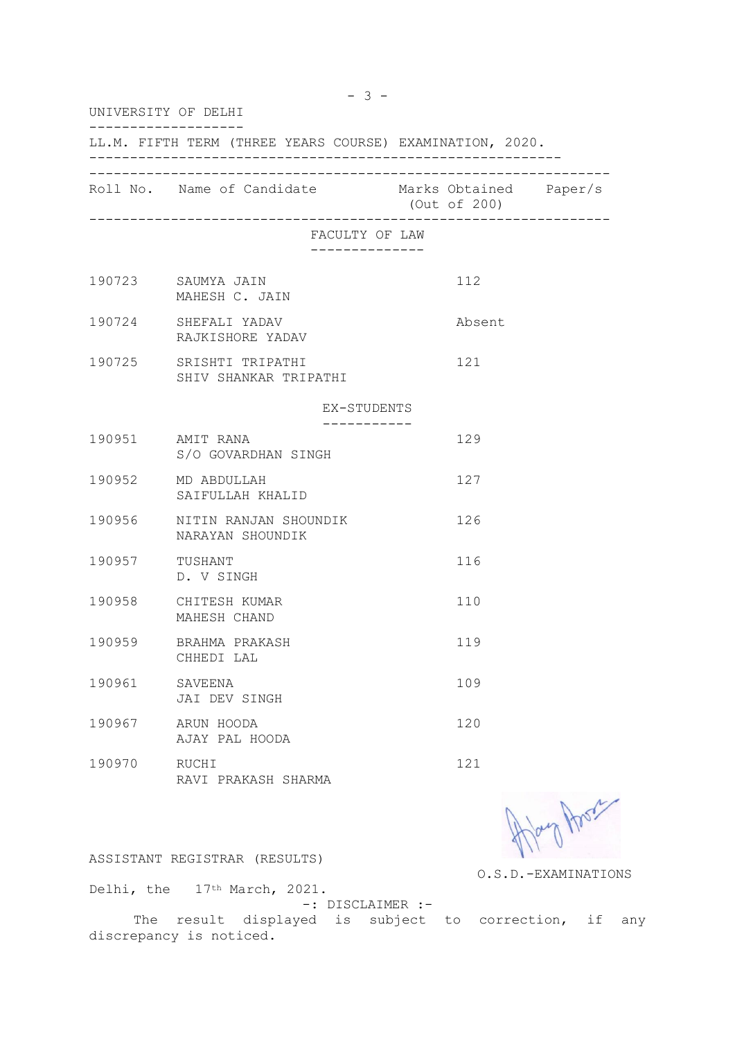UNIVERSITY OF DELHI

LL.M. FIFTH TERM (THREE YEARS COURSE) EXAMINATION, 2020.

| Roll No. | Name of Candidate | Marks Obtained (Out of 200) | Paper/s |
|---|---|---|---|
| | **FACULTY OF LAW** | | |
| 190723 | SAUMYA JAIN<br>MAHESH C. JAIN | 112 | |
| 190724 | SHEFALI YADAV<br>RAJKISHORE YADAV | Absent | |
| 190725 | SRISHTI TRIPATHI<br>SHIV SHANKAR TRIPATHI | 121 | |
| | **EX-STUDENTS** | | |
| 190951 | AMIT RANA<br>S/O GOVARDHAN SINGH | 129 | |
| 190952 | MD ABDULLAH<br>SAIFULLAH KHALID | 127 | |
| 190956 | NITIN RANJAN SHOUNDIK<br>NARAYAN SHOUNDIK | 126 | |
| 190957 | TUSHANT<br>D. V SINGH | 116 | |
| 190958 | CHITESH KUMAR<br>MAHESH CHAND | 110 | |
| 190959 | BRAHMA PRAKASH<br>CHHEDI LAL | 119 | |
| 190961 | SAVEENA<br>JAI DEV SINGH | 109 | |
| 190967 | ARUN HOODA<br>AJAY PAL HOODA | 120 | |
| 190970 | RUCHI<br>RAVI PRAKASH SHARMA | 121 | |

ASSISTANT REGISTRAR (RESULTS)

O.S.D.-EXAMINATIONS

Delhi, the 17th March, 2021.

-: DISCLAIMER :-

The result displayed is subject to correction, if any discrepancy is noticed.